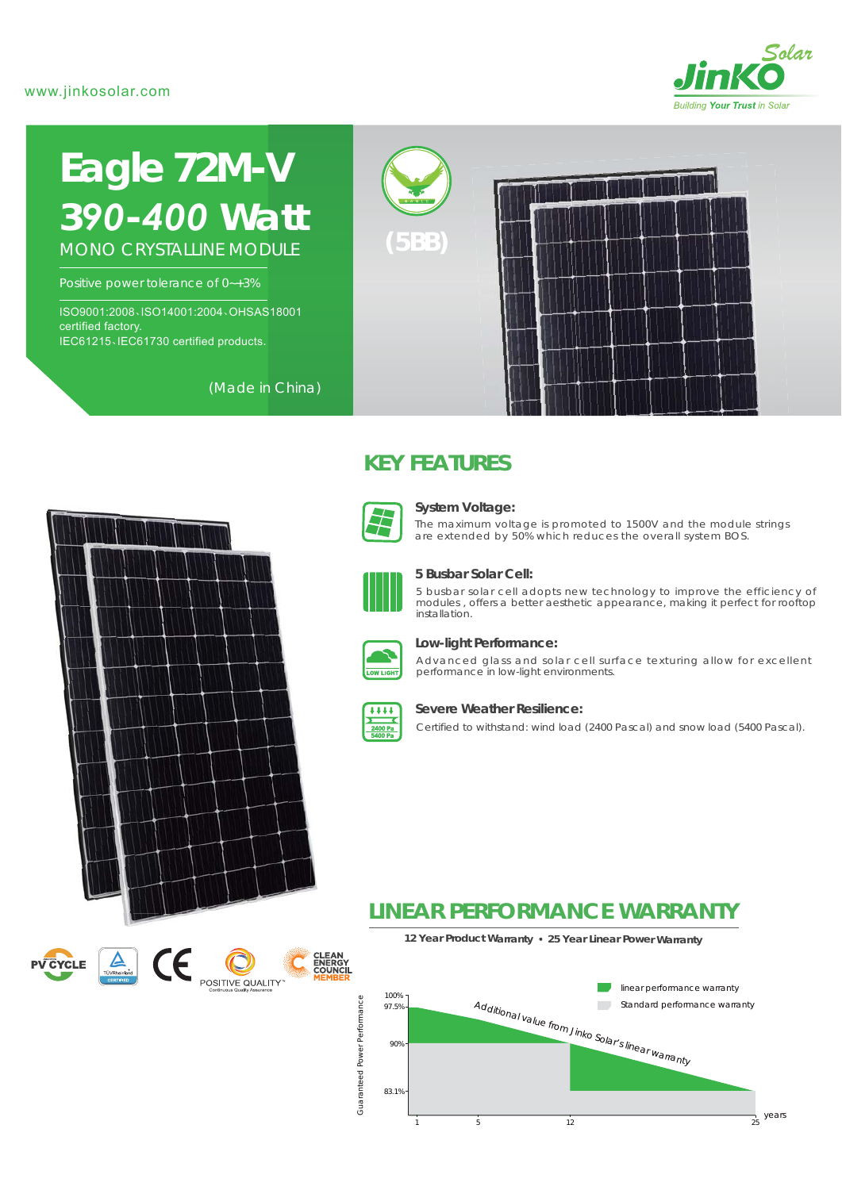www.jinkosolar.com

# Eagle 72M-V

## *390-400* Watt

MONO CRYSTALLINE MODULE

Positive power tolerance of 0~+3%

ISO9001:2008、ISO14001:2004、OHSAS18001 certified factory.
IEC61215、IEC61730 certified products.

(Made in China)

(5BB)

## KEY FEATURES

**System Voltage:**
The maximum voltage is promoted to 1500V and the module strings are extended by 50% which reduces the overall system BOS.

**5 Busbar Solar Cell:**
5 busbar solar cell adopts new technology to improve the efficiency of modules , offers a better aesthetic appearance, making it perfect for rooftop installation.

**Low-light Performance:**
Advanced glass and solar cell surface texturing allow for excellent performance in low-light environments.

**Severe Weather Resilience:**
Certified to withstand: wind load (2400 Pascal) and snow load (5400 Pascal).

PV CYCLE · TÜV Rheinland CERTIFIED · CE · POSITIVE QUALITY™ Continuous Quality Assurance · CLEAN ENERGY COUNCIL MEMBER

## LINEAR PERFORMANCE WARRANTY

**12 Year Product Warranty • 25 Year Linear Power Warranty**

Guaranteed Power Performance: 100%, 97.5%, 90%, 83.1%

years: 1, 5, 12, 25

- linear performance warranty
- Standard performance warranty

*Additional value from Jinko Solar's linear warranty*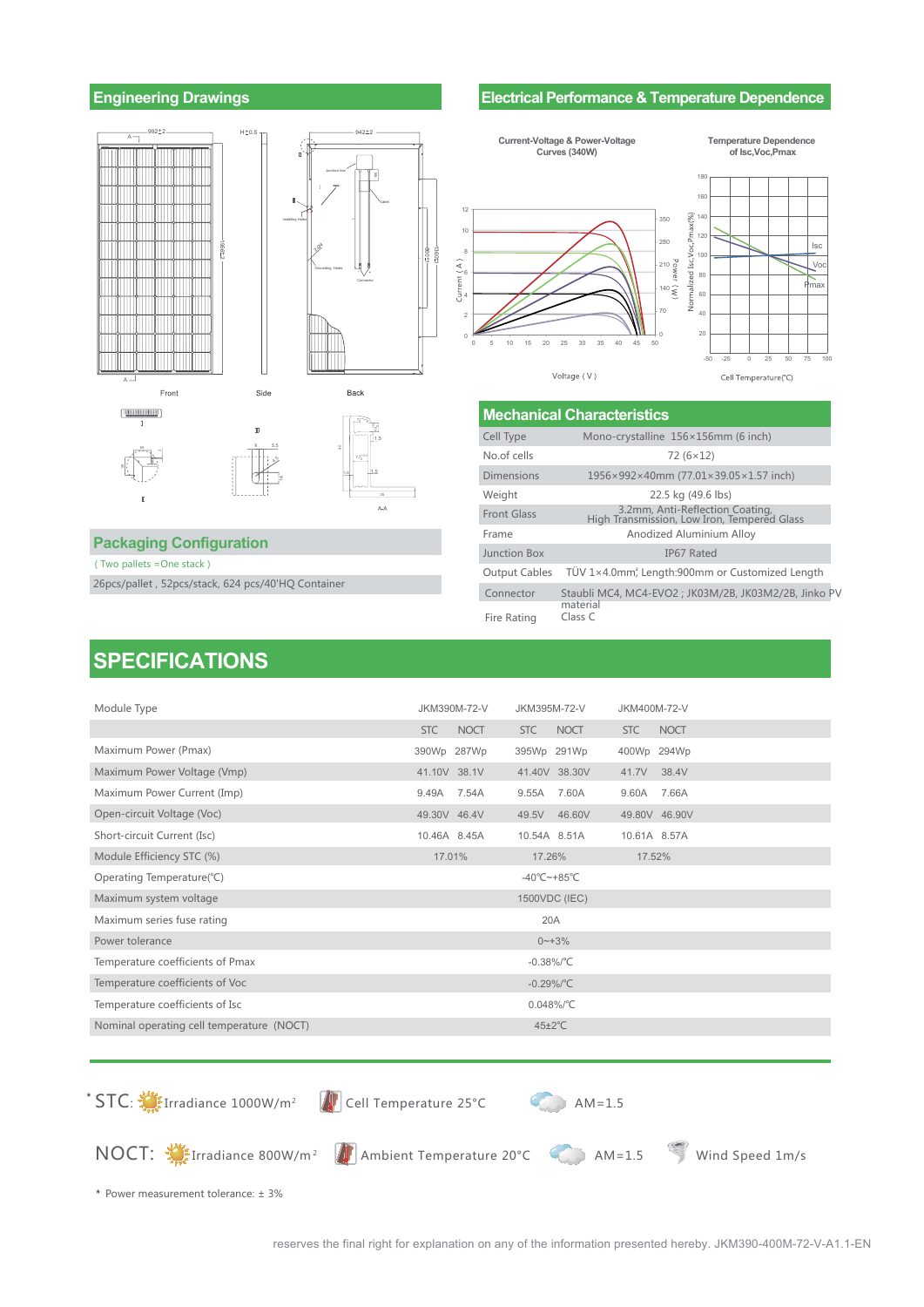## Engineering Drawings

Front

Side

Back

A-A

## Electrical Performance & Temperature Dependence

Current-Voltage & Power-Voltage Curves (340W)

Current (A)

Voltage (V)

Power (W)

Temperature Dependence of Isc,Voc,Pmax

Normalized Isc,Voc,Pmax(%)

Cell Temperature(℃)

Isc

Voc

Pmax

## Mechanical Characteristics

| | |
|---|---|
| Cell Type | Mono-crystalline 156×156mm (6 inch) |
| No.of cells | 72 (6×12) |
| Dimensions | 1956×992×40mm (77.01×39.05×1.57 inch) |
| Weight | 22.5 kg (49.6 lbs) |
| Front Glass | 3.2mm, Anti-Reflection Coating, High Transmission, Low Iron, Tempered Glass |
| Frame | Anodized Aluminium Alloy |
| Junction Box | IP67 Rated |
| Output Cables | TÜV 1×4.0mm², Length:900mm or Customized Length |
| Connector | Staubli MC4, MC4-EVO2 ; JK03M/2B, JK03M2/2B, Jinko PV material |
| Fire Rating | Class C |

## Packaging Configuration

( Two pallets =One stack )

26pcs/pallet , 52pcs/stack, 624 pcs/40'HQ Container

# SPECIFICATIONS

| Module Type | JKM390M-72-V | | JKM395M-72-V | | JKM400M-72-V | |
|---|---|---|---|---|---|---|
| | STC | NOCT | STC | NOCT | STC | NOCT |
| Maximum Power (Pmax) | 390Wp | 287Wp | 395Wp | 291Wp | 400Wp | 294Wp |
| Maximum Power Voltage (Vmp) | 41.10V | 38.1V | 41.40V | 38.30V | 41.7V | 38.4V |
| Maximum Power Current (Imp) | 9.49A | 7.54A | 9.55A | 7.60A | 9.60A | 7.66A |
| Open-circuit Voltage (Voc) | 49.30V | 46.4V | 49.5V | 46.60V | 49.80V | 46.90V |
| Short-circuit Current (Isc) | 10.46A | 8.45A | 10.54A | 8.51A | 10.61A | 8.57A |
| Module Efficiency STC (%) | 17.01% | | 17.26% | | 17.52% | |
| Operating Temperature(℃) | -40℃~+85℃ | | | | | |
| Maximum system voltage | 1500VDC (IEC) | | | | | |
| Maximum series fuse rating | 20A | | | | | |
| Power tolerance | 0~+3% | | | | | |
| Temperature coefficients of Pmax | -0.38%/℃ | | | | | |
| Temperature coefficients of Voc | -0.29%/℃ | | | | | |
| Temperature coefficients of Isc | 0.048%/℃ | | | | | |
| Nominal operating cell temperature (NOCT) | 45±2℃ | | | | | |

*STC: Irradiance 1000W/m² | Cell Temperature 25°C | AM=1.5

NOCT: Irradiance 800W/m² | Ambient Temperature 20°C | AM=1.5 | Wind Speed 1m/s

* Power measurement tolerance: ± 3%

reserves the final right for explanation on any of the information presented hereby. JKM390-400M-72-V-A1.1-EN